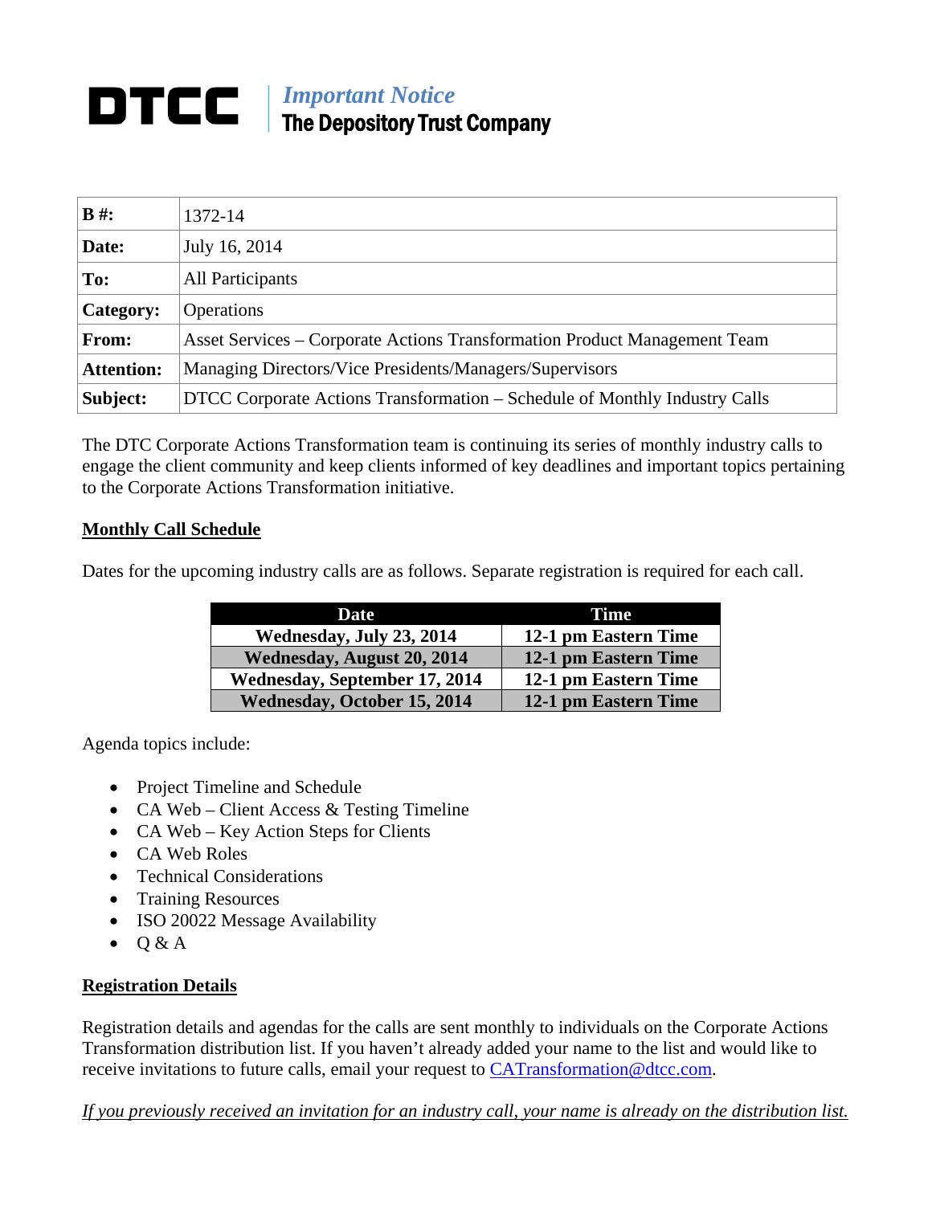# DTCC

*Important Notice*
**The Depository Trust Company**

| | |
|---|---|
| **B #:** | 1372-14 |
| **Date:** | July 16, 2014 |
| **To:** | All Participants |
| **Category:** | Operations |
| **From:** | Asset Services – Corporate Actions Transformation Product Management Team |
| **Attention:** | Managing Directors/Vice Presidents/Managers/Supervisors |
| **Subject:** | DTCC Corporate Actions Transformation – Schedule of Monthly Industry Calls |

The DTC Corporate Actions Transformation team is continuing its series of monthly industry calls to engage the client community and keep clients informed of key deadlines and important topics pertaining to the Corporate Actions Transformation initiative.

## Monthly Call Schedule

Dates for the upcoming industry calls are as follows. Separate registration is required for each call.

| Date | Time |
|---|---|
| **Wednesday, July 23, 2014** | **12-1 pm Eastern Time** |
| **Wednesday, August 20, 2014** | **12-1 pm Eastern Time** |
| **Wednesday, September 17, 2014** | **12-1 pm Eastern Time** |
| **Wednesday, October 15, 2014** | **12-1 pm Eastern Time** |

Agenda topics include:

- Project Timeline and Schedule
- CA Web – Client Access & Testing Timeline
- CA Web – Key Action Steps for Clients
- CA Web Roles
- Technical Considerations
- Training Resources
- ISO 20022 Message Availability
- Q & A

## Registration Details

Registration details and agendas for the calls are sent monthly to individuals on the Corporate Actions Transformation distribution list. If you haven't already added your name to the list and would like to receive invitations to future calls, email your request to CATransformation@dtcc.com.

*If you previously received an invitation for an industry call, your name is already on the distribution list.*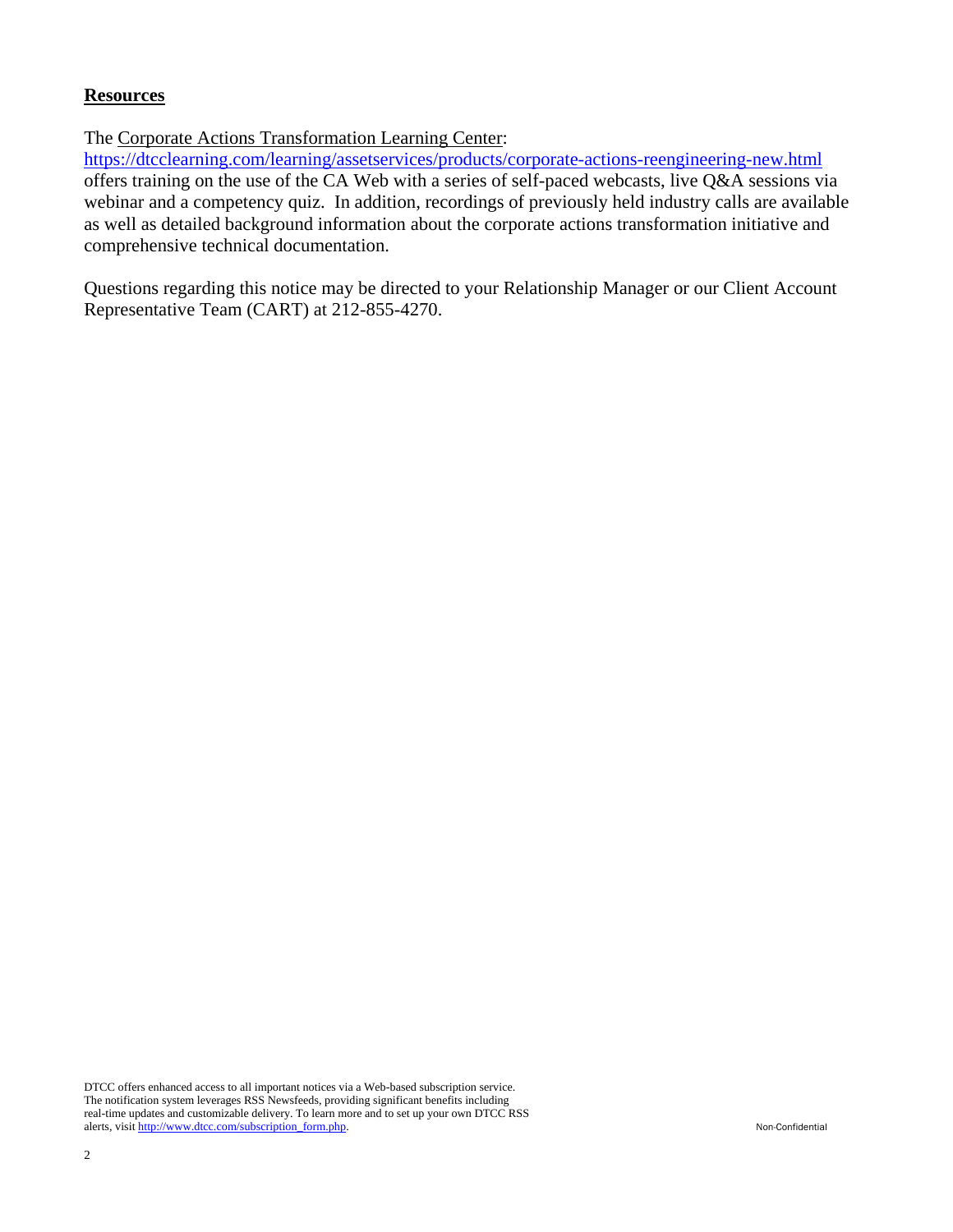## Resources

The Corporate Actions Transformation Learning Center:
https://dtcclearning.com/learning/assetservices/products/corporate-actions-reengineering-new.html
offers training on the use of the CA Web with a series of self-paced webcasts, live Q&A sessions via webinar and a competency quiz. In addition, recordings of previously held industry calls are available as well as detailed background information about the corporate actions transformation initiative and comprehensive technical documentation.

Questions regarding this notice may be directed to your Relationship Manager or our Client Account Representative Team (CART) at 212-855-4270.

DTCC offers enhanced access to all important notices via a Web-based subscription service. The notification system leverages RSS Newsfeeds, providing significant benefits including real-time updates and customizable delivery. To learn more and to set up your own DTCC RSS alerts, visit http://www.dtcc.com/subscription_form.php.